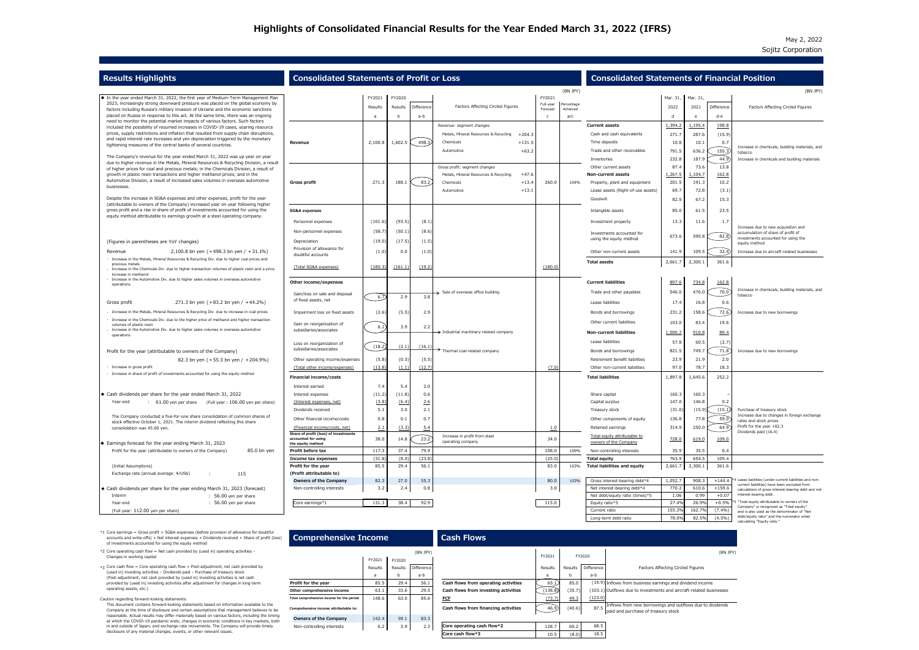# Highlights of Consolidated Financial Results for the Year Ended March 31, 2022 (IFRS)

May 2, 2022
Sojitz Corporation

## Results Highlights

◆ In the year ended March 31, 2022, the first year of Medium-Term Management Plan 2023, increasingly strong downward pressure was placed on the global economy by factors including Russia's military invasion of Ukraine and the economic sanctions placed on Russia in response to this act. At the same time, there was an ongoing need to monitor the potential market impacts of various factors. Such factors included the possibility of resumed increases in COVID-19 cases, soaring resource prices, supply restrictions and inflation that resulted from supply chain disruptions, and rapid interest rate increases and yen depreciation triggered by the monetary tightening measures of the central banks of several countries.

The Company's revenue for the year ended March 31, 2022 was up year on year due to higher revenue in the Metals, Mineral Resources & Recycling Division, a result of higher prices for coal and precious metals; in the Chemicals Division, a result of growth in plastic resin transactions and higher methanol prices; and in the Automotive Division, a result of increased sales volumes in overseas automotive businesses.

Despite the increase in SG&A expenses and other expenses, profit for the year (attributable to owners of the Company) increased year on year following higher gross profit and a rise in share of profit of investments accounted for using the equity method attributable to earnings growth at a steel operating company.

(Figures in parentheses are YoY changes)

Revenue 2,100.8 bn yen (+498.3 bn yen / +31.1%)

- Increase in the Metals, Mineral Resources & Recycling Div. due to higher coal prices and precious metals
- Increase in the Chemicals Div. due to higher transaction volumes of plastic resin and a price increase in methanol
- Increase in the Automotive Div. due to higher sales volumes in overseas automotive operations

Gross profit 271.3 bn yen (+83.2 bn yen / +44.2%)

- Increase in the Metals, Mineral Resources & Recycling Div. due to an increase in coal prices
- Increase in the Chemicals Div. due to the higher price of methanol and higher transaction volumes of plastic resin
- Increase in the Automotive Div. due to higher sales volumes in overseas automotive operations

Profit for the year (attributable to owners of the Company) 82.3 bn yen (+55.3 bn yen / +204.9%)

- Increase in gross profit
- Increase in share of profit of investments accounted for using the equity method

◆ Cash dividends per share for the year ended March 31, 2022

Year-end : 61.00 yen per share (Full year : 106.00 yen per share)

The Company conducted a five-for-one share consolidation of common shares of stock effective October 1, 2021. The interim dividend reflecting this share consolidation was 45.00 yen.

◆ Earnings forecast for the year ending March 31, 2023

Profit for the year (attributable to owners of the Company) 85.0 bn yen

(Initial Assumptions)

Exchange rate (annual average: ¥/US$) : 115

◆ Cash dividends per share for the year ending March 31, 2023 (forecast)

Interim : 56.00 yen per share
Year-end : 56.00 yen per share
(Full year: 112.00 yen per share)

## Consolidated Statements of Profit or Loss

(BN JPY)

| | FY2021 Results | FY2020 Results | Difference | Factors Affecting Circled Figures | FY2021 Full-year Forecast | Percentage Achieved |
|---|---|---|---|---|---|---|
| | a | b | a-b | | c | a/c |
| **Revenue** | 2,100.8 | 1,602.5 | 498.3 | Revenue: segment changes<br>Metals, Mineral Resources & Recycling +204.3<br>Chemicals +131.5<br>Automotive +63.2 | | |
| **Gross profit** | 271.3 | 188.1 | 83.2 | Gross profit: segment changes<br>Metals, Mineral Resources & Recycling +47.6<br>Chemicals +13.4<br>Automotive +13.1 | 260.0 | 104% |
| **SG&A expenses** | | | | | | |
| Personnel expenses | (101.6) | (93.5) | (8.1) | | | |
| Non-personnel expenses | (58.7) | (50.1) | (8.6) | | | |
| Depreciation | (19.0) | (17.5) | (1.5) | | | |
| Provision of allowance for doubtful accounts | (1.0) | 0.0 | (1.0) | | | |
| (Total SG&A expenses) | (180.3) | (161.1) | (19.2) | | (180.0) | |
| **Other income/expenses** | | | | | | |
| Gain/loss on sale and disposal of fixed assets, net | 6.7 | 2.9 | 3.8 | Sale of overseas office building | | |
| Impairment loss on fixed assets | (2.6) | (5.5) | 2.9 | | | |
| Gain on reorganization of subsidiaries/associates | 6.1 | 3.9 | 2.2 | Industrial machinery-related company | | |
| Loss on reorganization of subsidiaries/associates | (18.2) | (2.1) | (16.1) | Thermal coal-related company | | |
| Other operating income/expenses | (5.8) | (0.3) | (5.5) | | | |
| (Total other income/expenses) | (13.8) | (1.1) | (12.7) | | (7.0) | |
| **Financial income/costs** | | | | | | |
| Interest earned | 7.4 | 5.4 | 2.0 | | | |
| Interest expenses | (11.2) | (11.8) | 0.6 | | | |
| (Interest expenses, net) | (3.8) | (6.4) | 2.6 | | | |
| Dividends received | 5.1 | 3.0 | 2.1 | | | |
| Other financial income/costs | 0.8 | 0.1 | 0.7 | | | |
| (Financial income/costs, net) | 2.1 | (3.3) | 5.4 | | 1.0 | |
| Share of profit (loss) of investments accounted for using the equity method | 38.0 | 14.8 | 23.2 | Increase in profit from steel operating company | 34.0 | |
| **Profit before tax** | 117.3 | 37.4 | 79.9 | | 108.0 | 109% |
| **Income tax expenses** | (31.8) | (8.0) | (23.8) | | (25.0) | |
| **Profit for the year** | 85.5 | 29.4 | 56.1 | | 83.0 | 103% |
| **(Profit attributable to)** | | | | | | |
| **Owners of the Company** | 82.3 | 27.0 | 55.3 | | 80.0 | 103% |
| Non-controlling interests | 3.2 | 2.4 | 0.8 | | 3.0 | |
| Core earnings*1 | 131.3 | 38.4 | 92.9 | | 115.0 | |

## Consolidated Statements of Financial Position

(BN JPY)

| | Mar. 31, 2022 | Mar. 31, 2021 | Difference | Factors Affecting Circled Figures |
|---|---|---|---|---|
| | d | e | d-e | |
| **Current assets** | 1,394.2 | 1,195.4 | 198.8 | |
| Cash and cash equivalents | 271.7 | 287.6 | (15.9) | |
| Time deposits | 10.8 | 10.1 | 0.7 | |
| Trade and other receivables | 791.5 | 636.2 | 155.3 | Increase in chemicals, building materials, and tobacco |
| Inventories | 232.8 | 187.9 | 44.9 | Increase in chemicals and building materials |
| Other current assets | 87.4 | 73.6 | 13.8 | |
| **Non-current assets** | 1,267.5 | 1,104.7 | 162.8 | |
| Property, plant and equipment | 201.5 | 191.3 | 10.2 | |
| Lease assets (Right-of-use assets) | 69.7 | 72.8 | (3.1) | |
| Goodwill | 82.5 | 67.2 | 15.3 | |
| Intangible assets | 85.0 | 61.5 | 23.5 | |
| Investment property | 13.3 | 11.6 | 1.7 | |
| Investments accounted for using the equity method | 673.6 | 590.8 | 82.8 | Increase due to new acquisition and accumulation of share of profit of investments accounted for using the equity method |
| Other non-current assets | 141.9 | 109.5 | 32.4 | Increase due to aircraft-related businesses |
| **Total assets** | 2,661.7 | 2,300.1 | 361.6 | |
| **Current liabilities** | 897.6 | 734.8 | 162.8 | |
| Trade and other payables | 546.0 | 476.0 | 70.0 | Increase in chemicals, building materials, and tobacco |
| Lease liabilities | 17.4 | 16.8 | 0.6 | |
| Bonds and borrowings | 231.2 | 158.6 | 72.6 | Increase due to new borrowings |
| Other current liabilities | 103.0 | 83.4 | 19.6 | |
| **Non-current liabilities** | 1,000.2 | 910.8 | 89.4 | |
| Lease liabilities | 57.8 | 60.5 | (2.7) | |
| Bonds and borrowings | 821.5 | 749.7 | 71.8 | Increase due to new borrowings |
| Retirement benefit liabilities | 23.9 | 21.9 | 2.0 | |
| Other non-current liabilities | 97.0 | 78.7 | 18.3 | |
| **Total liabilities** | 1,897.8 | 1,645.6 | 252.2 | |
| Share capital | 160.3 | 160.3 | – | |
| Capital surplus | 147.0 | 146.8 | 0.2 | |
| Treasury stock | (31.0) | (15.9) | (15.1) | Purchase of treasury stock |
| Other components of equity | 136.8 | 77.8 | 59.0 | Increase due to changes in foreign exchange rates and stock prices |
| Retained earnings | 314.9 | 250.0 | 64.9 | Profit for the year +82.3<br>Dividends paid (16.4) |
| Total equity attributable to owners of the Company | 728.0 | 619.0 | 109.0 | |
| Non-controlling interests | 35.9 | 35.5 | 0.4 | |
| **Total equity** | 763.9 | 654.5 | 109.4 | |
| **Total liabilities and equity** | 2,661.7 | 2,300.1 | 361.6 | |

| | Mar. 31, 2022 | Mar. 31, 2021 | Difference |
|---|---|---|---|
| Gross interest-bearing debt*4 | 1,052.7 | 908.3 | +144.4 |
| Net interest-bearing debt*4 | 770.2 | 610.6 | +159.6 |
| Net debt/equity ratio (times)*5 | 1.06 | 0.99 | +0.07 |
| Equity ratio*5 | 27.4% | 26.9% | +0.5% |
| Current ratio | 155.3% | 162.7% | (7.4%) |
| Long-term debt ratio | 78.0% | 82.5% | (4.5%) |

*4 Lease liabilities (under current liabilities and non-current liabilities) have been excluded from calculations of gross interest-bearing debt and net interest-bearing debt.

*5 "Total equity attributable to owners of the Company" is recognized as "Total equity" and is also used as the denominator of "Net debt/equity ratio" and the numerator when calculating "Equity ratio."

## Comprehensive Income

(BN JPY)

| | FY2021 Results | FY2020 Results | Difference |
|---|---|---|---|
| | a | b | a-b |
| **Profit for the year** | 85.5 | 29.4 | 56.1 |
| **Other comprehensive income** | 63.1 | 33.6 | 29.5 |
| **Total comprehensive income for the period** | 148.6 | 63.0 | 85.6 |
| **Comprehensive income attributable to:** | | | |
| **Owners of the Company** | 142.4 | 59.1 | 83.3 |
| Non-controlling interests | 6.2 | 3.9 | 2.3 |

## Cash Flows

(BN JPY)

| | FY2021 Results | FY2020 Results | Difference | Factors Affecting Circled Figures |
|---|---|---|---|---|
| | a | b | a-b | |
| **Cash flows from operating activities** | 65.1 | 85.0 | (19.9) | Inflows from business earnings and dividend income |
| **Cash flows from investing activities** | (138.8) | (35.7) | (103.1) | Outflows due to investments and aircraft-related businesses |
| **FCF** | (73.7) | 49.3 | (123.0) | |
| **Cash flows from financing activities** | 46.9 | (40.6) | 87.5 | Inflows from new borrowings and outflows due to dividends paid and purchase of treasury stock |
| **Core operating cash flow*2** | 128.7 | 60.2 | 68.5 | |
| **Core cash flow*3** | 10.5 | (8.0) | 18.5 | |

*1 Core earnings = Gross profit + SG&A expenses (before provision of allowance for doubtful accounts and write-offs) + Net interest expenses + Dividends received + Share of profit (loss) of investments accounted for using the equity method

*2 Core operating cash flow = Net cash provided by (used in) operating activities – Changes in working capital

*3 Core cash flow = Core operating cash flow + Post-adjustment, net cash provided by (used in) investing activities – Dividends paid – Purchase of treasury stock (Post-adjustment, net cash provided by (used in) investing activities is net cash provided by (used in) investing activities after adjustment for changes in long-term operating assets, etc.)

Caution regarding forward-looking statements:
This document contains forward-looking statements based on information available to the Company at the time of disclosure and certain assumptions that management believes to be reasonable. Actual results may differ materially based on various factors, including the timing at which the COVID-19 pandemic ends; changes in economic conditions in key markets, both in and outside of Japan; and exchange rate movements. The Company will provide timely disclosure of any material changes, events, or other relevant issues.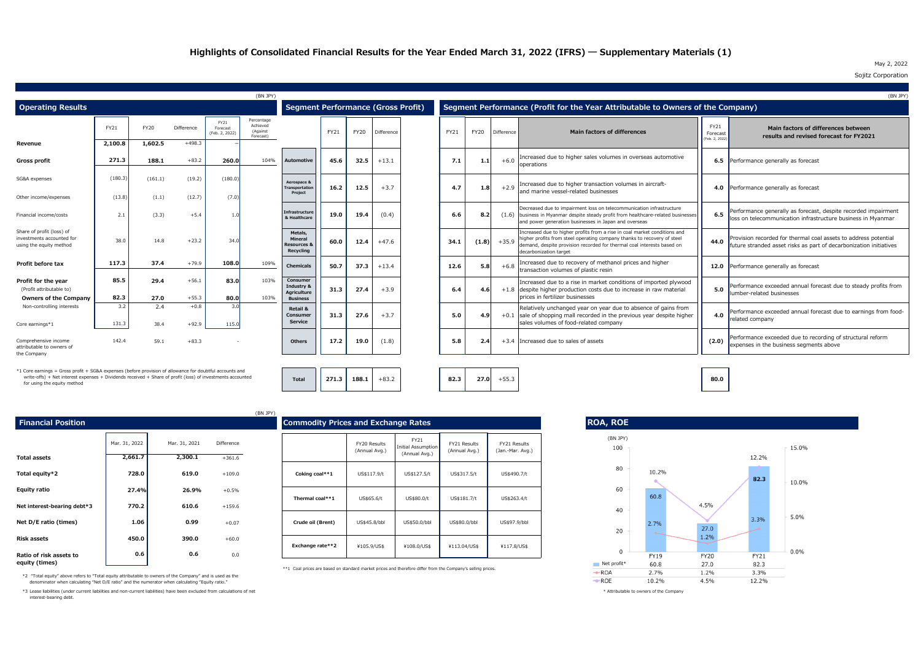# Highlights of Consolidated Financial Results for the Year Ended March 31, 2022 (IFRS) — Supplementary Materials (1)

May 2, 2022

Sojitz Corporation

## Operating Results

(BN JPY)

| | FY21 | FY20 | Difference | FY21 Forecast (Feb. 2, 2022) | Percentage Achieved (Against Forecast) |
|---|---|---|---|---|---|
| **Revenue** | **2,100.8** | **1,602.5** | +498.3 | – | |
| **Gross profit** | **271.3** | **188.1** | +83.2 | **260.0** | 104% |
| SG&A expenses | (180.3) | (161.1) | (19.2) | (180.0) | |
| Other income/expenses | (13.8) | (1.1) | (12.7) | (7.0) | |
| Financial income/costs | 2.1 | (3.3) | +5.4 | 1.0 | |
| Share of profit (loss) of investments accounted for using the equity method | 38.0 | 14.8 | +23.2 | 34.0 | |
| **Profit before tax** | **117.3** | **37.4** | +79.9 | **108.0** | 109% |
| **Profit for the year** | **85.5** | **29.4** | +56.1 | **83.0** | 103% |
| (Profit attributable to) | | | | | |
| **Owners of the Company** | **82.3** | **27.0** | +55.3 | **80.0** | 103% |
| Non-controlling interests | 3.2 | 2.4 | +0.8 | 3.0 | |
| Core earnings*1 | 131.3 | 38.4 | +92.9 | 115.0 | |
| Comprehensive income attributable to owners of the Company | 142.4 | 59.1 | +83.3 | - | |

*1 Core earnings = Gross profit + SG&A expenses (before provision of allowance for doubtful accounts and write-offs) + Net interest expenses + Dividends received + Share of profit (loss) of investments accounted for using the equity method

## Segment Performance (Gross Profit) / Segment Performance (Profit for the Year Attributable to Owners of the Company)

(BN JPY)

| Segment | Gross Profit FY21 | Gross Profit FY20 | Gross Profit Difference | Profit FY21 | Profit FY20 | Profit Difference | Main factors of differences | FY21 Forecast (Feb. 2, 2022) | Main factors of differences between results and revised forecast for FY2021 |
|---|---|---|---|---|---|---|---|---|---|
| **Automotive** | **45.6** | **32.5** | +13.1 | **7.1** | **1.1** | +6.0 | Increased due to higher sales volumes in overseas automotive operations | **6.5** | Performance generally as forecast |
| **Aerospace & Transportation Project** | **16.2** | **12.5** | +3.7 | **4.7** | **1.8** | +2.9 | Increased due to higher transaction volumes in aircraft- and marine vessel-related businesses | **4.0** | Performance generally as forecast |
| **Infrastructure & Healthcare** | **19.0** | **19.4** | (0.4) | **6.6** | **8.2** | (1.6) | Decreased due to impairment loss on telecommunication infrastructure business in Myanmar despite steady profit from healthcare-related businesses and power generation businesses in Japan and overseas | **6.5** | Performance generally as forecast, despite recorded impairment loss on telecommunication infrastructure business in Myanmar |
| **Metals, Mineral Resources & Recycling** | **60.0** | **12.4** | +47.6 | **34.1** | **(1.8)** | +35.9 | Increased due to higher profits from a rise in coal market conditions and higher profits from steel operating company thanks to recovery of steel demand, despite provision recorded for thermal coal interests based on decarbonization target | **44.0** | Provision recorded for thermal coal assets to address potential future stranded asset risks as part of decarbonization initiatives |
| **Chemicals** | **50.7** | **37.3** | +13.4 | **12.6** | **5.8** | +6.8 | Increased due to recovery of methanol prices and higher transaction volumes of plastic resin | **12.0** | Performance generally as forecast |
| **Consumer Industry & Agriculture Business** | **31.3** | **27.4** | +3.9 | **6.4** | **4.6** | +1.8 | Increased due to a rise in market conditions of imported plywood despite higher production costs due to increase in raw material prices in fertilizer businesses | **5.0** | Performance exceeded annual forecast due to steady profits from lumber-related businesses |
| **Retail & Consumer Service** | **31.3** | **27.6** | +3.7 | **5.0** | **4.9** | +0.1 | Relatively unchanged year on year due to absence of gains from sale of shopping mall recorded in the previous year despite higher sales volumes of food-related company | **4.0** | Performance exceeded annual forecast due to earnings from food-related company |
| **Others** | **17.2** | **19.0** | (1.8) | **5.8** | **2.4** | +3.4 | Increased due to sales of assets | **(2.0)** | Performance exceeded due to recording of structural reform expenses in the business segments above |
| **Total** | **271.3** | **188.1** | +83.2 | **82.3** | **27.0** | +55.3 | | **80.0** | |

## Financial Position

(BN JPY)

| | Mar. 31, 2022 | Mar. 31, 2021 | Difference |
|---|---|---|---|
| **Total assets** | **2,661.7** | **2,300.1** | +361.6 |
| **Total equity*2** | **728.0** | **619.0** | +109.0 |
| **Equity ratio** | **27.4%** | **26.9%** | +0.5% |
| **Net interest-bearing debt*3** | **770.2** | **610.6** | +159.6 |
| **Net D/E ratio (times)** | **1.06** | **0.99** | +0.07 |
| **Risk assets** | **450.0** | **390.0** | +60.0 |
| **Ratio of risk assets to equity (times)** | **0.6** | **0.6** | 0.0 |

*2 "Total equity" above refers to "Total equity attributable to owners of the Company" and is used as the denominator when calculating "Net D/E ratio" and the numerator when calculating "Equity ratio."

*3 Lease liabilities (under current liabilities and non-current liabilities) have been excluded from calculations of net interest-bearing debt.

## Commodity Prices and Exchange Rates

| | FY20 Results (Annual Avg.) | FY21 Initial Assumption (Annual Avg.) | FY21 Results (Annual Avg.) | FY21 Results (Jan.-Mar. Avg.) |
|---|---|---|---|---|
| Coking coal**1 | US$117.9/t | US$127.5/t | US$317.5/t | US$490.7/t |
| Thermal coal**1 | US$65.6/t | US$80.0/t | US$181.7/t | US$263.4/t |
| Crude oil (Brent) | US$45.8/bbl | US$50.0/bbl | US$80.0/bbl | US$97.9/bbl |
| Exchange rate**2 | ¥105.9/US$ | ¥108.0/US$ | ¥113.04/US$ | ¥117.8/US$ |

**1 Coal prices are based on standard market prices and therefore differ from the Company's selling prices.

## ROA, ROE

(BN JPY)

| | FY19 | FY20 | FY21 |
|---|---|---|---|
| Net profit* | 60.8 | 27.0 | 82.3 |
| ROA | 2.7% | 1.2% | 3.3% |
| ROE | 10.2% | 4.5% | 12.2% |

\* Attributable to owners of the Company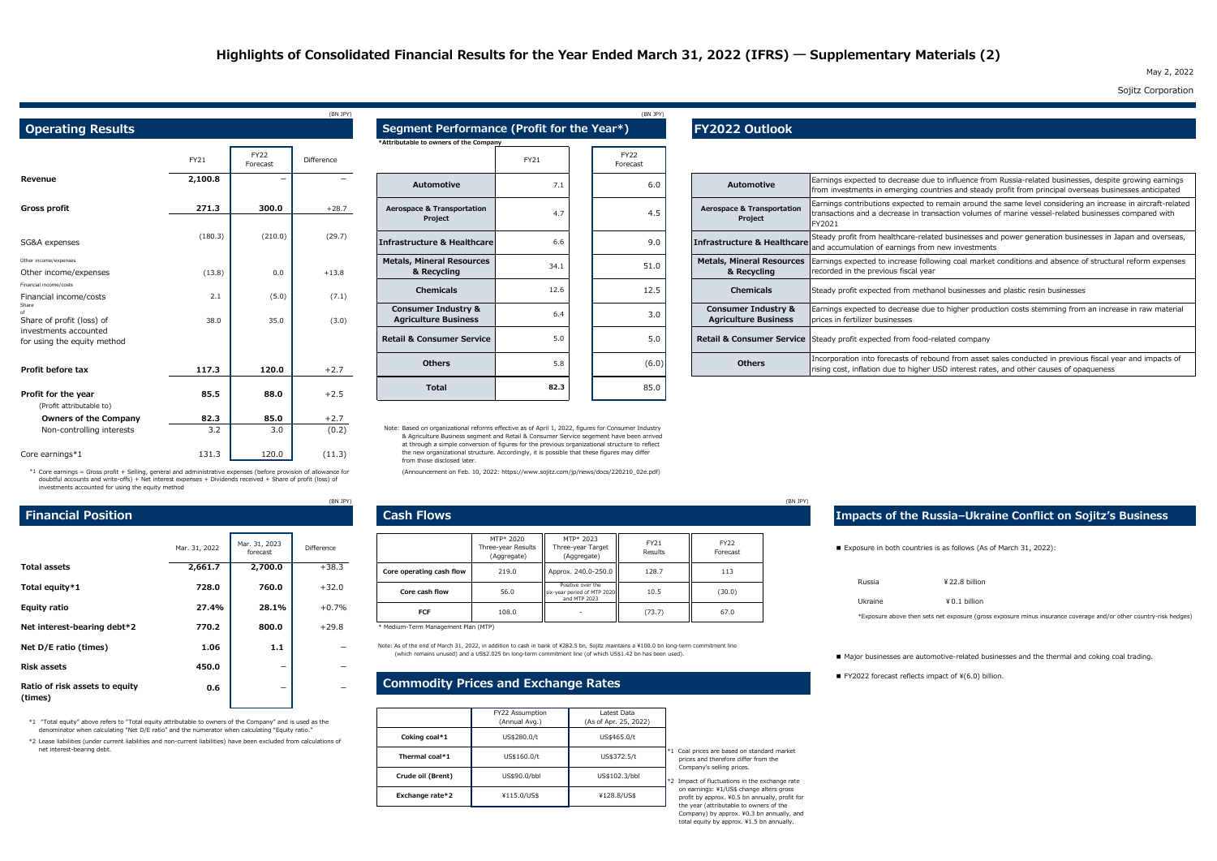# Highlights of Consolidated Financial Results for the Year Ended March 31, 2022 (IFRS) ― Supplementary Materials (2)

May 2, 2022

Sojitz Corporation

## Operating Results

(BN JPY)

| | FY21 | FY22 Forecast | Difference |
|---|---|---|---|
| **Revenue** | **2,100.8** | – | – |
| **Gross profit** | **271.3** | **300.0** | +28.7 |
| SG&A expenses | (180.3) | (210.0) | (29.7) |
| Other income/expenses | (13.8) | 0.0 | +13.8 |
| Financial income/costs | 2.1 | (5.0) | (7.1) |
| Share of profit (loss) of investments accounted for using the equity method | 38.0 | 35.0 | (3.0) |
| **Profit before tax** | **117.3** | **120.0** | +2.7 |
| **Profit for the year** | **85.5** | **88.0** | +2.5 |
| (Profit attributable to) | | | |
| **Owners of the Company** | **82.3** | **85.0** | +2.7 |
| Non-controlling interests | 3.2 | 3.0 | (0.2) |
| Core earnings*1 | 131.3 | 120.0 | (11.3) |

*1 Core earnings = Gross profit + Selling, general and administrative expenses (before provision of allowance for doubtful accounts and write-offs) + Net interest expenses + Dividends received + Share of profit (loss) of investments accounted for using the equity method

## Segment Performance (Profit for the Year*)

(BN JPY)

*Attributable to owners of the Company

| | FY21 | FY22 Forecast |
|---|---|---|
| **Automotive** | 7.1 | 6.0 |
| **Aerospace & Transportation Project** | 4.7 | 4.5 |
| **Infrastructure & Healthcare** | 6.6 | 9.0 |
| **Metals, Mineral Resources & Recycling** | 34.1 | 51.0 |
| **Chemicals** | 12.6 | 12.5 |
| **Consumer Industry & Agriculture Business** | 6.4 | 3.0 |
| **Retail & Consumer Service** | 5.0 | 5.0 |
| **Others** | 5.8 | (6.0) |
| **Total** | **82.3** | 85.0 |

Note: Based on organizational reforms effective as of April 1, 2022, figures for Consumer Industry & Agriculture Business segment and Retail & Consumer Service segement have been arrived at through a simple conversion of figures for the previous organizational structure to reflect the new organizational structure. Accordingly, it is possible that these figures may differ from those disclosed later.

(Announcement on Feb. 10, 2022: https://www.sojitz.com/jp/news/docs/220210_02e.pdf)

## FY2022 Outlook

| | |
|---|---|
| **Automotive** | Earnings expected to decrease due to influence from Russia-related businesses, despite growing earnings from investments in emerging countries and steady profit from principal overseas businesses anticipated |
| **Aerospace & Transportation Project** | Earnings contributions expected to remain around the same level considering an increase in aircraft-related transactions and a decrease in transaction volumes of marine vessel-related businesses compared with FY2021 |
| **Infrastructure & Healthcare** | Steady profit from healthcare-related businesses and power generation businesses in Japan and overseas, and accumulation of earnings from new investments |
| **Metals, Mineral Resources & Recycling** | Earnings expected to increase following coal market conditions and absence of structural reform expenses recorded in the previous fiscal year |
| **Chemicals** | Steady profit expected from methanol businesses and plastic resin businesses |
| **Consumer Industry & Agriculture Business** | Earnings expected to decrease due to higher production costs stemming from an increase in raw material prices in fertilizer businesses |
| **Retail & Consumer Service** | Steady profit expected from food-related company |
| **Others** | Incorporation into forecasts of rebound from asset sales conducted in previous fiscal year and impacts of rising cost, inflation due to higher USD interest rates, and other causes of opaqueness |

## Financial Position

(BN JPY)

| | Mar. 31, 2022 | Mar. 31, 2023 forecast | Difference |
|---|---|---|---|
| **Total assets** | **2,661.7** | **2,700.0** | +38.3 |
| **Total equity*1** | **728.0** | **760.0** | +32.0 |
| **Equity ratio** | **27.4%** | **28.1%** | +0.7% |
| **Net interest-bearing debt*2** | **770.2** | **800.0** | +29.8 |
| **Net D/E ratio (times)** | **1.06** | **1.1** | – |
| **Risk assets** | **450.0** | – | – |
| **Ratio of risk assets to equity (times)** | **0.6** | – | – |

*1 "Total equity" above refers to "Total equity attributable to owners of the Company" and is used as the denominator when calculating "Net D/E ratio" and the numerator when calculating "Equity ratio."

*2 Lease liabilities (under current liabilities and non-current liabilities) have been excluded from calculations of net interest-bearing debt.

## Cash Flows

(BN JPY)

| | MTP* 2020 Three-year Results (Aggregate) | MTP* 2023 Three-year Target (Aggregate) | FY21 Results | FY22 Forecast |
|---|---|---|---|---|
| **Core operating cash flow** | 219.0 | Approx. 240.0–250.0 | 128.7 | 113 |
| **Core cash flow** | 56.0 | Positive over the six-year period of MTP 2020 and MTP 2023 | 10.5 | (30.0) |
| **FCF** | 108.0 | - | (73.7) | 67.0 |

* Medium-Term Management Plan (MTP)

Note: As of the end of March 31, 2022, in addition to cash in bank of ¥282.5 bn, Sojitz maintains a ¥100.0 bn long-term commitment line (which remains unused) and a US$2.025 bn long-term commitment line (of which US$1.42 bn has been used).

## Commodity Prices and Exchange Rates

| | FY22 Assumption (Annual Avg.) | Latest Data (As of Apr. 25, 2022) |
|---|---|---|
| **Coking coal*1** | US$280.0/t | US$465.0/t |
| **Thermal coal*1** | US$160.0/t | US$372.5/t |
| **Crude oil (Brent)** | US$90.0/bbl | US$102.3/bbl |
| **Exchange rate*2** | ¥115.0/US$ | ¥128.8/US$ |

*1 Coal prices are based on standard market prices and therefore differ from the Company's selling prices.

*2 Impact of fluctuations in the exchange rate on earnings: ¥1/US$ change alters gross profit by approx. ¥0.5 bn annually, profit for the year (attributable to owners of the Company) by approx. ¥0.3 bn annually, and total equity by approx. ¥1.5 bn annually.

## Impacts of the Russia–Ukraine Conflict on Sojitz's Business

- Exposure in both countries is as follows (As of March 31, 2022):

| | |
|---|---|
| Russia | ¥22.8 billion |
| Ukraine | ¥0.1 billion |

*Exposure above then sets net exposure (gross exposure minus insurance coverage and/or other country-risk hedges)

- Major businesses are automotive-related businesses and the thermal and coking coal trading.
- FY2022 forecast reflects impact of ¥(6.0) billion.